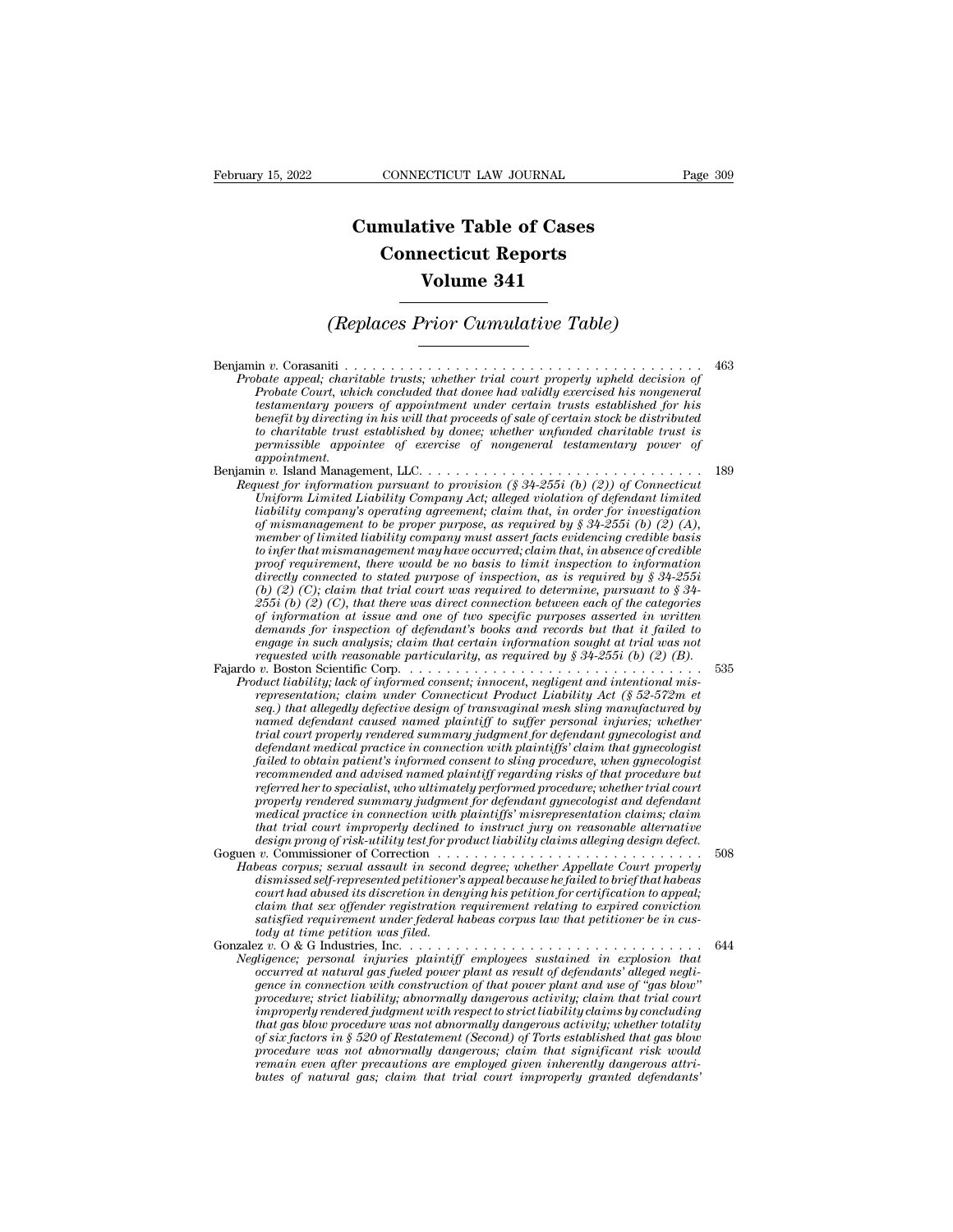# Cumulative Table of Cases
# Connecticut Reports
# Volume 341

## (Replaces Prior Cumulative Table)

Benjamin *v.* Corasaniti . . . . . . . . . . . . . . . . . . . . . . . . . . . . . . . . . . . . . . . 463
*Probate appeal; charitable trusts; whether trial court properly upheld decision of Probate Court, which concluded that donee had validly exercised his nongeneral testamentary powers of appointment under certain trusts established for his benefit by directing in his will that proceeds of sale of certain stock be distributed to charitable trust established by donee; whether unfunded charitable trust is permissible appointee of exercise of nongeneral testamentary power of appointment.*

Benjamin *v.* Island Management, LLC. . . . . . . . . . . . . . . . . . . . . . . . . . . . . 189
*Request for information pursuant to provision (§ 34-255i (b) (2)) of Connecticut Uniform Limited Liability Company Act; alleged violation of defendant limited liability company's operating agreement; claim that, in order for investigation of mismanagement to be proper purpose, as required by § 34-255i (b) (2) (A), member of limited liability company must assert facts evidencing credible basis to infer that mismanagement may have occurred; claim that, in absence of credible proof requirement, there would be no basis to limit inspection to information directly connected to stated purpose of inspection, as is required by § 34-255i (b) (2) (C); claim that trial court was required to determine, pursuant to § 34-255i (b) (2) (C), that there was direct connection between each of the categories of information at issue and one of two specific purposes asserted in written demands for inspection of defendant's books and records but that it failed to engage in such analysis; claim that certain information sought at trial was not requested with reasonable particularity, as required by § 34-255i (b) (2) (B).*

Fajardo *v.* Boston Scientific Corp. . . . . . . . . . . . . . . . . . . . . . . . . . . . . . . . 535
*Product liability; lack of informed consent; innocent, negligent and intentional misrepresentation; claim under Connecticut Product Liability Act (§ 52-572m et seq.) that allegedly defective design of transvaginal mesh sling manufactured by named defendant caused named plaintiff to suffer personal injuries; whether trial court properly rendered summary judgment for defendant gynecologist and defendant medical practice in connection with plaintiffs' claim that gynecologist failed to obtain patient's informed consent to sling procedure, when gynecologist recommended and advised named plaintiff regarding risks of that procedure but referred her to specialist, who ultimately performed procedure; whether trial court properly rendered summary judgment for defendant gynecologist and defendant medical practice in connection with plaintiffs' misrepresentation claims; claim that trial court improperly declined to instruct jury on reasonable alternative design prong of risk-utility test for product liability claims alleging design defect.*

Goguen *v.* Commissioner of Correction . . . . . . . . . . . . . . . . . . . . . . . . . . . . . 508
*Habeas corpus; sexual assault in second degree; whether Appellate Court properly dismissed self-represented petitioner's appeal because he failed to brief that habeas court had abused its discretion in denying his petition for certification to appeal; claim that sex offender registration requirement relating to expired conviction satisfied requirement under federal habeas corpus law that petitioner be in custody at time petition was filed.*

Gonzalez *v.* O & G Industries, Inc. . . . . . . . . . . . . . . . . . . . . . . . . . . . . . . . 644
*Negligence; personal injuries plaintiff employees sustained in explosion that occurred at natural gas fueled power plant as result of defendants' alleged negligence in connection with construction of that power plant and use of "gas blow" procedure; strict liability; abnormally dangerous activity; claim that trial court improperly rendered judgment with respect to strict liability claims by concluding that gas blow procedure was not abnormally dangerous activity; whether totality of six factors in § 520 of Restatement (Second) of Torts established that gas blow procedure was not abnormally dangerous; claim that significant risk would remain even after precautions are employed given inherently dangerous attributes of natural gas; claim that trial court improperly granted defendants'*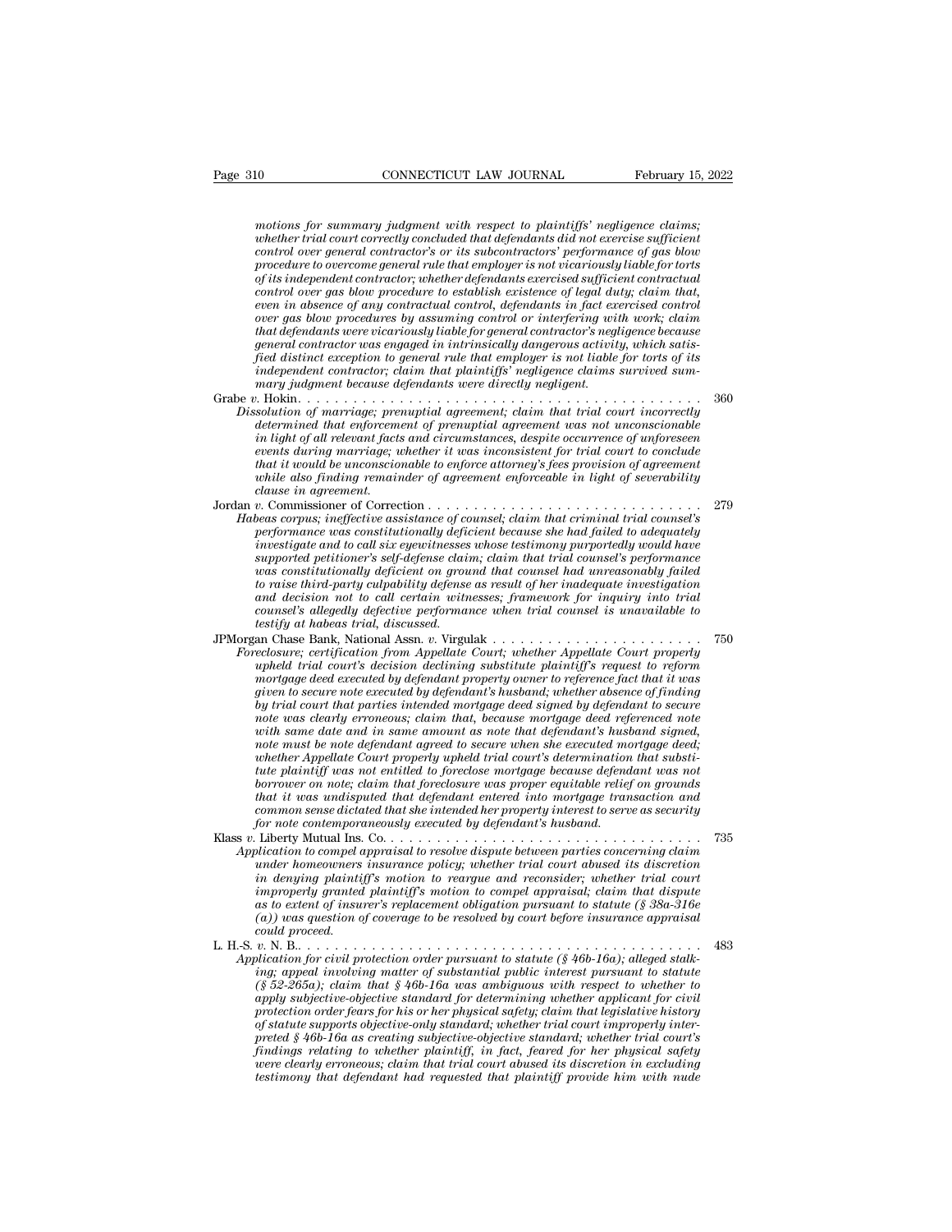*motions for summary judgment with respect to plaintiffs' negligence claims; whether trial court correctly concluded that defendants did not exercise sufficient control over general contractor's or its subcontractors' performance of gas blow procedure to overcome general rule that employer is not vicariously liable for torts of its independent contractor; whether defendants exercised sufficient contractual control over gas blow procedure to establish existence of legal duty; claim that, even in absence of any contractual control, defendants in fact exercised control over gas blow procedures by assuming control or interfering with work; claim that defendants were vicariously liable for general contractor's negligence because general contractor was engaged in intrinsically dangerous activity, which satisfied distinct exception to general rule that employer is not liable for torts of its independent contractor; claim that plaintiffs' negligence claims survived summary judgment because defendants were directly negligent.*

Grabe *v.* Hokin. . . . . . . . . . . . . . . . . . . . . . . . . . . . . . . . . . . . . . . . . . . . 360

*Dissolution of marriage; prenuptial agreement; claim that trial court incorrectly determined that enforcement of prenuptial agreement was not unconscionable in light of all relevant facts and circumstances, despite occurrence of unforeseen events during marriage; whether it was inconsistent for trial court to conclude that it would be unconscionable to enforce attorney's fees provision of agreement while also finding remainder of agreement enforceable in light of severability clause in agreement.*

Jordan *v.* Commissioner of Correction . . . . . . . . . . . . . . . . . . . . . . . . . . . . . . 279

*Habeas corpus; ineffective assistance of counsel; claim that criminal trial counsel's performance was constitutionally deficient because she had failed to adequately investigate and to call six eyewitnesses whose testimony purportedly would have supported petitioner's self-defense claim; claim that trial counsel's performance was constitutionally deficient on ground that counsel had unreasonably failed to raise third-party culpability defense as result of her inadequate investigation and decision not to call certain witnesses; framework for inquiry into trial counsel's allegedly defective performance when trial counsel is unavailable to testify at habeas trial, discussed.*

JPMorgan Chase Bank, National Assn. *v.* Virgulak . . . . . . . . . . . . . . . . . . . . . . . 750

*Foreclosure; certification from Appellate Court; whether Appellate Court properly upheld trial court's decision declining substitute plaintiff's request to reform mortgage deed executed by defendant property owner to reference fact that it was given to secure note executed by defendant's husband; whether absence of finding by trial court that parties intended mortgage deed signed by defendant to secure note was clearly erroneous; claim that, because mortgage deed referenced note with same date and in same amount as note that defendant's husband signed, note must be note defendant agreed to secure when she executed mortgage deed; whether Appellate Court properly upheld trial court's determination that substitute plaintiff was not entitled to foreclose mortgage because defendant was not borrower on note; claim that foreclosure was proper equitable relief on grounds that it was undisputed that defendant entered into mortgage transaction and common sense dictated that she intended her property interest to serve as security for note contemporaneously executed by defendant's husband.*

Klass *v.* Liberty Mutual Ins. Co. . . . . . . . . . . . . . . . . . . . . . . . . . . . . . . . . . . 735

*Application to compel appraisal to resolve dispute between parties concerning claim under homeowners insurance policy; whether trial court abused its discretion in denying plaintiff's motion to reargue and reconsider; whether trial court improperly granted plaintiff's motion to compel appraisal; claim that dispute as to extent of insurer's replacement obligation pursuant to statute (§ 38a-316e (a)) was question of coverage to be resolved by court before insurance appraisal could proceed.*

L. H.-S. *v.* N. B.. . . . . . . . . . . . . . . . . . . . . . . . . . . . . . . . . . . . . . . . . . . . 483

*Application for civil protection order pursuant to statute (§ 46b-16a); alleged stalking; appeal involving matter of substantial public interest pursuant to statute (§ 52-265a); claim that § 46b-16a was ambiguous with respect to whether to apply subjective-objective standard for determining whether applicant for civil protection order fears for his or her physical safety; claim that legislative history of statute supports objective-only standard; whether trial court improperly interpreted § 46b-16a as creating subjective-objective standard; whether trial court's findings relating to whether plaintiff, in fact, feared for her physical safety were clearly erroneous; claim that trial court abused its discretion in excluding testimony that defendant had requested that plaintiff provide him with nude*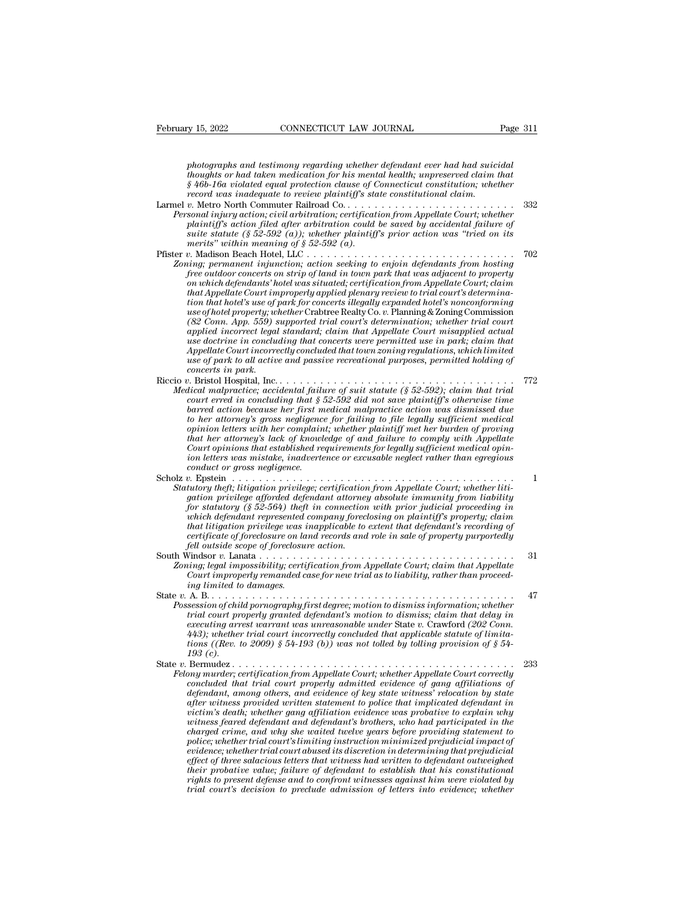*photographs and testimony regarding whether defendant ever had had suicidal thoughts or had taken medication for his mental health; unpreserved claim that § 46b-16a violated equal protection clause of Connecticut constitution; whether record was inadequate to review plaintiff's state constitutional claim.*

Larmel *v.* Metro North Commuter Railroad Co. . . . . . . . . . . . . . . . . . . . . . . . . . 332
*Personal injury action; civil arbitration; certification from Appellate Court; whether plaintiff's action filed after arbitration could be saved by accidental failure of suite statute (§ 52-592 (a)); whether plaintiff's prior action was "tried on its merits" within meaning of § 52-592 (a).*

Pfister *v.* Madison Beach Hotel, LLC . . . . . . . . . . . . . . . . . . . . . . . . . . . . . . . 702
*Zoning; permanent injunction; action seeking to enjoin defendants from hosting free outdoor concerts on strip of land in town park that was adjacent to property on which defendants' hotel was situated; certification from Appellate Court; claim that Appellate Court improperly applied plenary review to trial court's determination that hotel's use of park for concerts illegally expanded hotel's nonconforming use of hotel property; whether* Crabtree Realty Co. *v.* Planning & Zoning Commission *(82 Conn. App. 559) supported trial court's determination; whether trial court applied incorrect legal standard; claim that Appellate Court misapplied actual use doctrine in concluding that concerts were permitted use in park; claim that Appellate Court incorrectly concluded that town zoning regulations, which limited use of park to all active and passive recreational purposes, permitted holding of concerts in park.*

Riccio *v.* Bristol Hospital, Inc. . . . . . . . . . . . . . . . . . . . . . . . . . . . . . . . . . . . 772
*Medical malpractice; accidental failure of suit statute (§ 52-592); claim that trial court erred in concluding that § 52-592 did not save plaintiff's otherwise time barred action because her first medical malpractice action was dismissed due to her attorney's gross negligence for failing to file legally sufficient medical opinion letters with her complaint; whether plaintiff met her burden of proving that her attorney's lack of knowledge of and failure to comply with Appellate Court opinions that established requirements for legally sufficient medical opinion letters was mistake, inadvertence or excusable neglect rather than egregious conduct or gross negligence.*

Scholz *v.* Epstein . . . . . . . . . . . . . . . . . . . . . . . . . . . . . . . . . . . . . . . . . . . . 1
*Statutory theft; litigation privilege; certification from Appellate Court; whether litigation privilege afforded defendant attorney absolute immunity from liability for statutory (§ 52-564) theft in connection with prior judicial proceeding in which defendant represented company foreclosing on plaintiff's property; claim that litigation privilege was inapplicable to extent that defendant's recording of certificate of foreclosure on land records and role in sale of property purportedly fell outside scope of foreclosure action.*

South Windsor *v.* Lanata . . . . . . . . . . . . . . . . . . . . . . . . . . . . . . . . . . . . . . . 31
*Zoning; legal impossibility; certification from Appellate Court; claim that Appellate Court improperly remanded case for new trial as to liability, rather than proceeding limited to damages.*

State *v.* A. B. . . . . . . . . . . . . . . . . . . . . . . . . . . . . . . . . . . . . . . . . . . . . . 47
*Possession of child pornography first degree; motion to dismiss information; whether trial court properly granted defendant's motion to dismiss; claim that delay in executing arrest warrant was unreasonable under* State *v.* Crawford *(202 Conn. 443); whether trial court incorrectly concluded that applicable statute of limitations ((Rev. to 2009) § 54-193 (b)) was not tolled by tolling provision of § 54-193 (c).*

State *v.* Bermudez . . . . . . . . . . . . . . . . . . . . . . . . . . . . . . . . . . . . . . . . . . . . 233
*Felony murder; certification from Appellate Court; whether Appellate Court correctly concluded that trial court properly admitted evidence of gang affiliations of defendant, among others, and evidence of key state witness' relocation by state after witness provided written statement to police that implicated defendant in victim's death; whether gang affiliation evidence was probative to explain why witness feared defendant and defendant's brothers, who had participated in the charged crime, and why she waited twelve years before providing statement to police; whether trial court's limiting instruction minimized prejudicial impact of evidence; whether trial court abused its discretion in determining that prejudicial effect of three salacious letters that witness had written to defendant outweighed their probative value; failure of defendant to establish that his constitutional rights to present defense and to confront witnesses against him were violated by trial court's decision to preclude admission of letters into evidence; whether*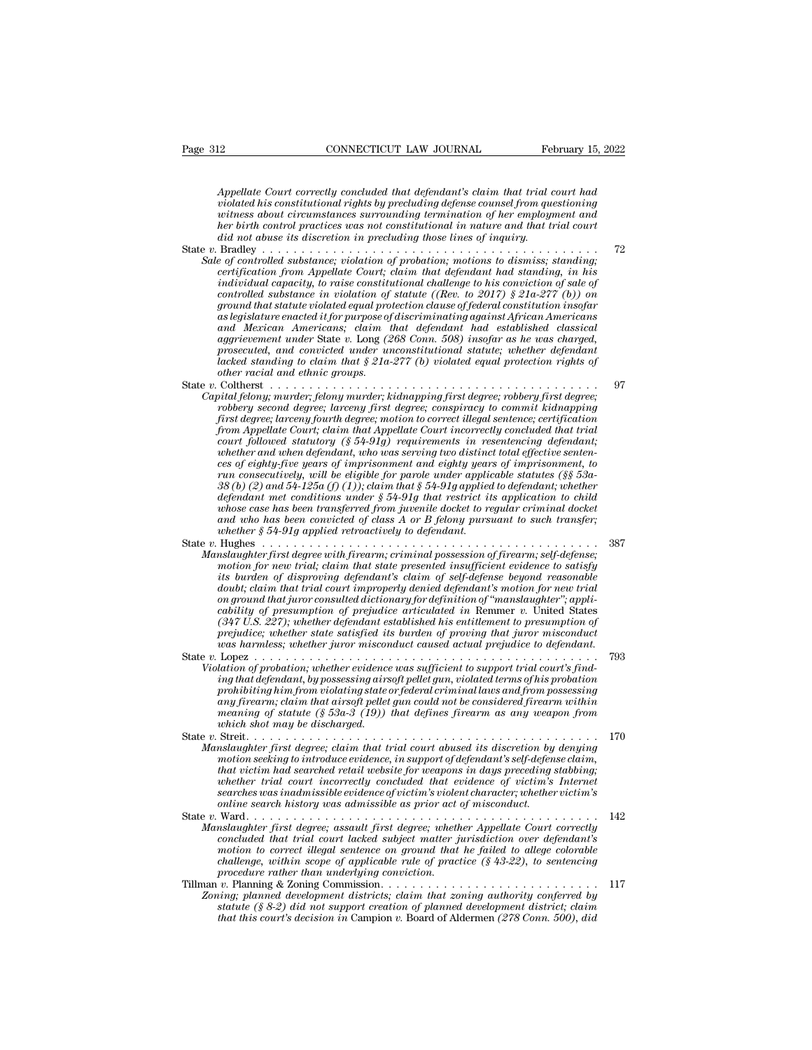*Appellate Court correctly concluded that defendant's claim that trial court had violated his constitutional rights by precluding defense counsel from questioning witness about circumstances surrounding termination of her employment and her birth control practices was not constitutional in nature and that trial court did not abuse its discretion in precluding those lines of inquiry.*

State *v.* Bradley . . . . . . . . . . . . . . . . . . . . . . . . . . . . . . . . . . . . . . . . . . . . 72

*Sale of controlled substance; violation of probation; motions to dismiss; standing; certification from Appellate Court; claim that defendant had standing, in his individual capacity, to raise constitutional challenge to his conviction of sale of controlled substance in violation of statute ((Rev. to 2017) § 21a-277 (b)) on ground that statute violated equal protection clause of federal constitution insofar as legislature enacted it for purpose of discriminating against African Americans and Mexican Americans; claim that defendant had established classical aggrievement under* State *v.* Long *(268 Conn. 508) insofar as he was charged, prosecuted, and convicted under unconstitutional statute; whether defendant lacked standing to claim that § 21a-277 (b) violated equal protection rights of other racial and ethnic groups.*

State *v.* Coltherst . . . . . . . . . . . . . . . . . . . . . . . . . . . . . . . . . . . . . . . . . . . 97

*Capital felony; murder; felony murder; kidnapping first degree; robbery first degree; robbery second degree; larceny first degree; conspiracy to commit kidnapping first degree; larceny fourth degree; motion to correct illegal sentence; certification from Appellate Court; claim that Appellate Court incorrectly concluded that trial court followed statutory (§ 54-91g) requirements in resentencing defendant; whether and when defendant, who was serving two distinct total effective sentences of eighty-five years of imprisonment and eighty years of imprisonment, to run consecutively, will be eligible for parole under applicable statutes (§§ 53a-38 (b) (2) and 54-125a (f) (1)); claim that § 54-91g applied to defendant; whether defendant met conditions under § 54-91g that restrict its application to child whose case has been transferred from juvenile docket to regular criminal docket and who has been convicted of class A or B felony pursuant to such transfer; whether § 54-91g applied retroactively to defendant.*

State *v.* Hughes . . . . . . . . . . . . . . . . . . . . . . . . . . . . . . . . . . . . . . . . . . . 387

*Manslaughter first degree with firearm; criminal possession of firearm; self-defense; motion for new trial; claim that state presented insufficient evidence to satisfy its burden of disproving defendant's claim of self-defense beyond reasonable doubt; claim that trial court improperly denied defendant's motion for new trial on ground that juror consulted dictionary for definition of "manslaughter"; applicability of presumption of prejudice articulated in* Remmer *v.* United States *(347 U.S. 227); whether defendant established his entitlement to presumption of prejudice; whether state satisfied its burden of proving that juror misconduct was harmless; whether juror misconduct caused actual prejudice to defendant.*

State *v.* Lopez . . . . . . . . . . . . . . . . . . . . . . . . . . . . . . . . . . . . . . . . . . . . 793

*Violation of probation; whether evidence was sufficient to support trial court's finding that defendant, by possessing airsoft pellet gun, violated terms of his probation prohibiting him from violating state or federal criminal laws and from possessing any firearm; claim that airsoft pellet gun could not be considered firearm within meaning of statute (§ 53a-3 (19)) that defines firearm as any weapon from which shot may be discharged.*

State *v.* Streit. . . . . . . . . . . . . . . . . . . . . . . . . . . . . . . . . . . . . . . . . . . . 170

*Manslaughter first degree; claim that trial court abused its discretion by denying motion seeking to introduce evidence, in support of defendant's self-defense claim, that victim had searched retail website for weapons in days preceding stabbing; whether trial court incorrectly concluded that evidence of victim's Internet searches was inadmissible evidence of victim's violent character; whether victim's online search history was admissible as prior act of misconduct.*

State *v.* Ward. . . . . . . . . . . . . . . . . . . . . . . . . . . . . . . . . . . . . . . . . . . . 142

*Manslaughter first degree; assault first degree; whether Appellate Court correctly concluded that trial court lacked subject matter jurisdiction over defendant's motion to correct illegal sentence on ground that he failed to allege colorable challenge, within scope of applicable rule of practice (§ 43-22), to sentencing procedure rather than underlying conviction.*

Tillman *v.* Planning & Zoning Commission. . . . . . . . . . . . . . . . . . . . . . . . . . . 117

*Zoning; planned development districts; claim that zoning authority conferred by statute (§ 8-2) did not support creation of planned development district; claim that this court's decision in* Campion *v.* Board of Aldermen *(278 Conn. 500), did*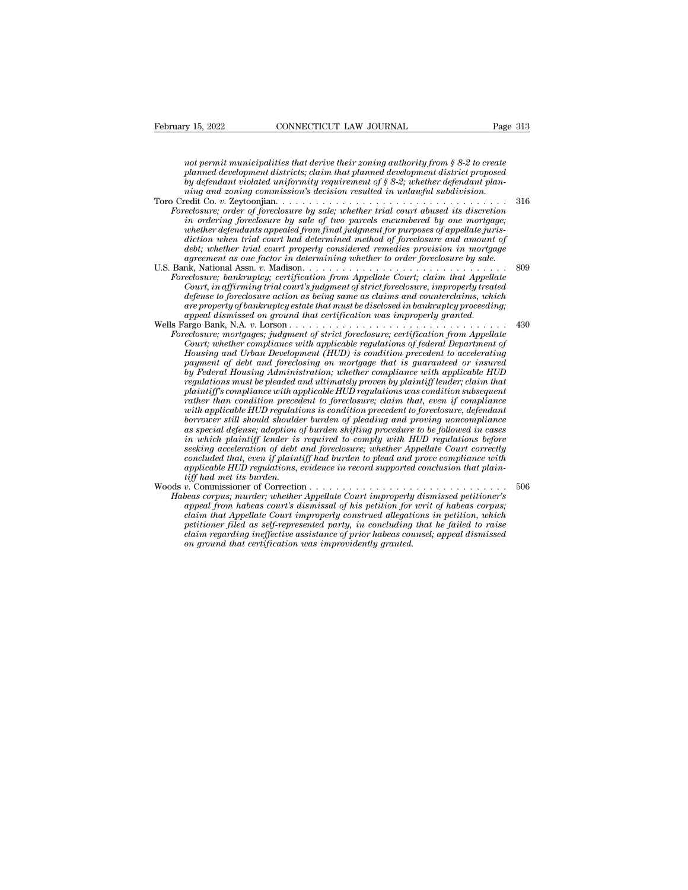*not permit municipalities that derive their zoning authority from § 8-2 to create planned development districts; claim that planned development district proposed by defendant violated uniformity requirement of § 8-2; whether defendant planning and zoning commission's decision resulted in unlawful subdivision.*

Toro Credit Co. *v.* Zeytoonjian. . . . . . . . . . . . . . . . . . . . . . . . . . . . . . . . . . . . 316

*Foreclosure; order of foreclosure by sale; whether trial court abused its discretion in ordering foreclosure by sale of two parcels encumbered by one mortgage; whether defendants appealed from final judgment for purposes of appellate jurisdiction when trial court had determined method of foreclosure and amount of debt; whether trial court properly considered remedies provision in mortgage agreement as one factor in determining whether to order foreclosure by sale.*

U.S. Bank, National Assn. *v.* Madison. . . . . . . . . . . . . . . . . . . . . . . . . . . . . . . . 809

*Foreclosure; bankruptcy; certification from Appellate Court; claim that Appellate Court, in affirming trial court's judgment of strict foreclosure, improperly treated defense to foreclosure action as being same as claims and counterclaims, which are property of bankruptcy estate that must be disclosed in bankruptcy proceeding; appeal dismissed on ground that certification was improperly granted.*

Wells Fargo Bank, N.A. *v.* Lorson . . . . . . . . . . . . . . . . . . . . . . . . . . . . . . . . . . 430

*Foreclosure; mortgages; judgment of strict foreclosure; certification from Appellate Court; whether compliance with applicable regulations of federal Department of Housing and Urban Development (HUD) is condition precedent to accelerating payment of debt and foreclosing on mortgage that is guaranteed or insured by Federal Housing Administration; whether compliance with applicable HUD regulations must be pleaded and ultimately proven by plaintiff lender; claim that plaintiff's compliance with applicable HUD regulations was condition subsequent rather than condition precedent to foreclosure; claim that, even if compliance with applicable HUD regulations is condition precedent to foreclosure, defendant borrower still should shoulder burden of pleading and proving noncompliance as special defense; adoption of burden shifting procedure to be followed in cases in which plaintiff lender is required to comply with HUD regulations before seeking acceleration of debt and foreclosure; whether Appellate Court correctly concluded that, even if plaintiff had burden to plead and prove compliance with applicable HUD regulations, evidence in record supported conclusion that plaintiff had met its burden.*

Woods *v.* Commissioner of Correction . . . . . . . . . . . . . . . . . . . . . . . . . . . . . . . 506

*Habeas corpus; murder; whether Appellate Court improperly dismissed petitioner's appeal from habeas court's dismissal of his petition for writ of habeas corpus; claim that Appellate Court improperly construed allegations in petition, which petitioner filed as self-represented party, in concluding that he failed to raise claim regarding ineffective assistance of prior habeas counsel; appeal dismissed on ground that certification was improvidently granted.*